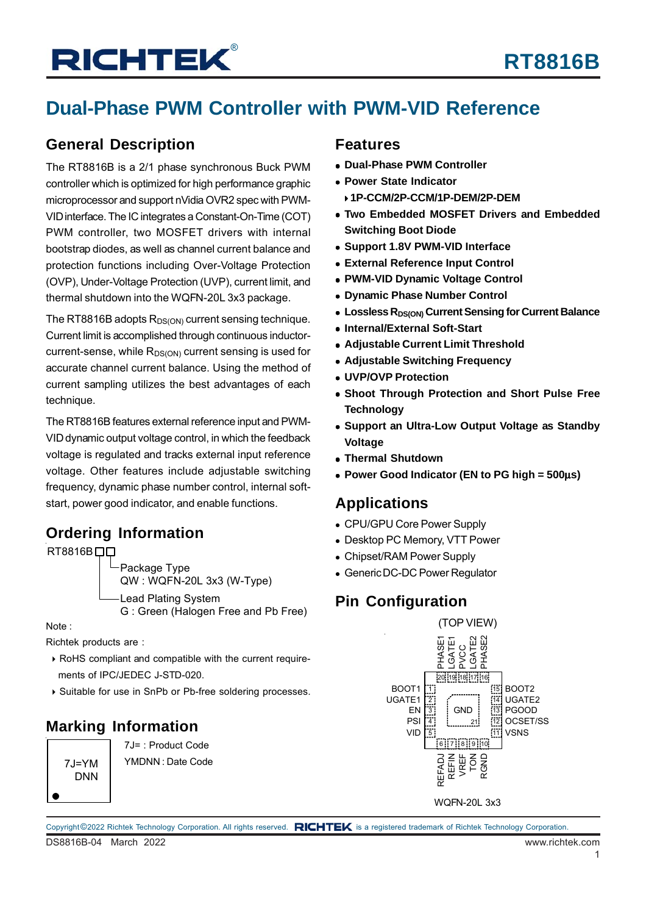# RT8816B

# Dual-Phase PWM Controller with PWM-VID Reference

## General Description

The RT8816B is a 2/1 phase synchronous Buck PWM controller which is optimized for high performance graphic microprocessor and support nVidia OVR2 spec with PWM-VID interface. The IC integrates a Constant-On-Time (COT) PWM controller, two MOSFET drivers with internal bootstrap diodes, as well as channel current balance and protection functions including Over-Voltage Protection (OVP), Under-Voltage Protection (UVP), current limit, and thermal shutdown into the WQFN-20L 3x3 package.

The RT8816B adopts $R_{DS(ON)}$ current sensing technique. Current limit is accomplished through continuous inductor-current-sense, while $R_{DS(ON)}$ current sensing is used for accurate channel current balance. Using the method of current sampling utilizes the best advantages of each technique.

The RT8816B features external reference input and PWM-VID dynamic output voltage control, in which the feedback voltage is regulated and tracks external input reference voltage. Other features include adjustable switching frequency, dynamic phase number control, internal soft-start, power good indicator, and enable functions.

## Ordering Information

RT8816B□□
- Package Type
  QW : WQFN-20L 3x3 (W-Type)
- Lead Plating System
  G : Green (Halogen Free and Pb Free)

Note :

Richtek products are :

- RoHS compliant and compatible with the current requirements of IPC/JEDEC J-STD-020.
- Suitable for use in SnPb or Pb-free soldering processes.

## Marking Information

7J=YM
DNN

7J= : Product Code

YMDNN : Date Code

## Features

- **Dual-Phase PWM Controller**
- **Power State Indicator**
  - **1P-CCM/2P-CCM/1P-DEM/2P-DEM**
- **Two Embedded MOSFET Drivers and Embedded Switching Boot Diode**
- **Support 1.8V PWM-VID Interface**
- **External Reference Input Control**
- **PWM-VID Dynamic Voltage Control**
- **Dynamic Phase Number Control**
- **Lossless $R_{DS(ON)}$ Current Sensing for Current Balance**
- **Internal/External Soft-Start**
- **Adjustable Current Limit Threshold**
- **Adjustable Switching Frequency**
- **UVP/OVP Protection**
- **Shoot Through Protection and Short Pulse Free Technology**
- **Support an Ultra-Low Output Voltage as Standby Voltage**
- **Thermal Shutdown**
- **Power Good Indicator (EN to PG high = 500μs)**

## Applications

- CPU/GPU Core Power Supply
- Desktop PC Memory, VTT Power
- Chipset/RAM Power Supply
- Generic DC-DC Power Regulator

## Pin Configuration

(TOP VIEW)

Top (pins 20–16): PHASE1, LGATE1, PVCC, LGATE2, PHASE2

Left (pins 1–5): BOOT1, UGATE1, EN, PSI, VID

Right (pins 15–11): BOOT2, UGATE2, PGOOD, OCSET/SS, VSNS

Bottom (pins 6–10): REFADJ, REFIN, VREF, TON, RGND

Center: GND (21)

WQFN-20L 3x3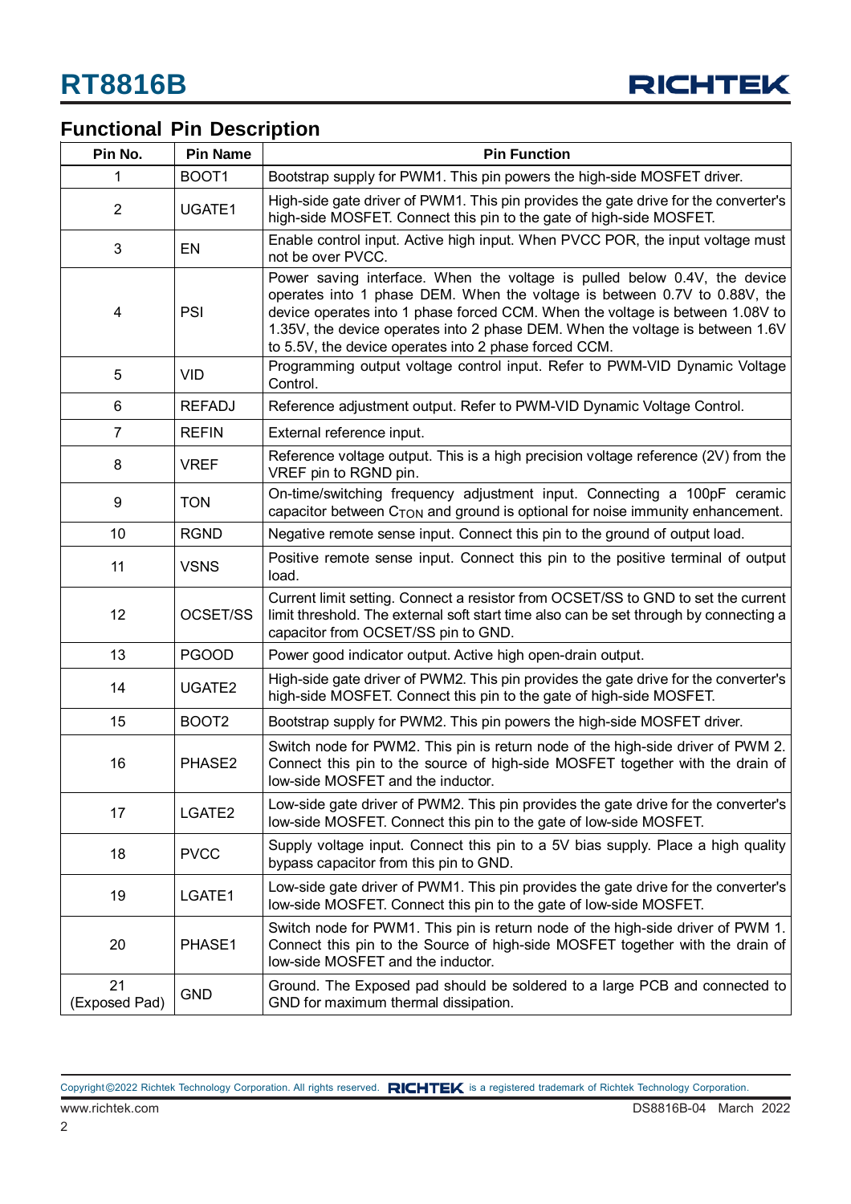## Functional Pin Description

| Pin No. | Pin Name | Pin Function |
|---|---|---|
| 1 | BOOT1 | Bootstrap supply for PWM1. This pin powers the high-side MOSFET driver. |
| 2 | UGATE1 | High-side gate driver of PWM1. This pin provides the gate drive for the converter's high-side MOSFET. Connect this pin to the gate of high-side MOSFET. |
| 3 | EN | Enable control input. Active high input. When PVCC POR, the input voltage must not be over PVCC. |
| 4 | PSI | Power saving interface. When the voltage is pulled below 0.4V, the device operates into 1 phase DEM. When the voltage is between 0.7V to 0.88V, the device operates into 1 phase forced CCM. When the voltage is between 1.08V to 1.35V, the device operates into 2 phase DEM. When the voltage is between 1.6V to 5.5V, the device operates into 2 phase forced CCM. |
| 5 | VID | Programming output voltage control input. Refer to PWM-VID Dynamic Voltage Control. |
| 6 | REFADJ | Reference adjustment output. Refer to PWM-VID Dynamic Voltage Control. |
| 7 | REFIN | External reference input. |
| 8 | VREF | Reference voltage output. This is a high precision voltage reference (2V) from the VREF pin to RGND pin. |
| 9 | TON | On-time/switching frequency adjustment input. Connecting a 100pF ceramic capacitor between $C_{TON}$ and ground is optional for noise immunity enhancement. |
| 10 | RGND | Negative remote sense input. Connect this pin to the ground of output load. |
| 11 | VSNS | Positive remote sense input. Connect this pin to the positive terminal of output load. |
| 12 | OCSET/SS | Current limit setting. Connect a resistor from OCSET/SS to GND to set the current limit threshold. The external soft start time also can be set through by connecting a capacitor from OCSET/SS pin to GND. |
| 13 | PGOOD | Power good indicator output. Active high open-drain output. |
| 14 | UGATE2 | High-side gate driver of PWM2. This pin provides the gate drive for the converter's high-side MOSFET. Connect this pin to the gate of high-side MOSFET. |
| 15 | BOOT2 | Bootstrap supply for PWM2. This pin powers the high-side MOSFET driver. |
| 16 | PHASE2 | Switch node for PWM2. This pin is return node of the high-side driver of PWM 2. Connect this pin to the source of high-side MOSFET together with the drain of low-side MOSFET and the inductor. |
| 17 | LGATE2 | Low-side gate driver of PWM2. This pin provides the gate drive for the converter's low-side MOSFET. Connect this pin to the gate of low-side MOSFET. |
| 18 | PVCC | Supply voltage input. Connect this pin to a 5V bias supply. Place a high quality bypass capacitor from this pin to GND. |
| 19 | LGATE1 | Low-side gate driver of PWM1. This pin provides the gate drive for the converter's low-side MOSFET. Connect this pin to the gate of low-side MOSFET. |
| 20 | PHASE1 | Switch node for PWM1. This pin is return node of the high-side driver of PWM 1. Connect this pin to the Source of high-side MOSFET together with the drain of low-side MOSFET and the inductor. |
| 21 (Exposed Pad) | GND | Ground. The Exposed pad should be soldered to a large PCB and connected to GND for maximum thermal dissipation. |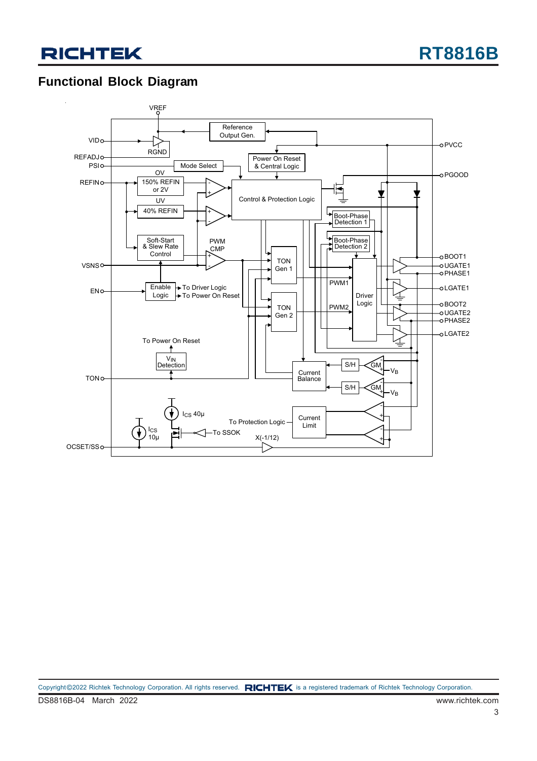## Functional Block Diagram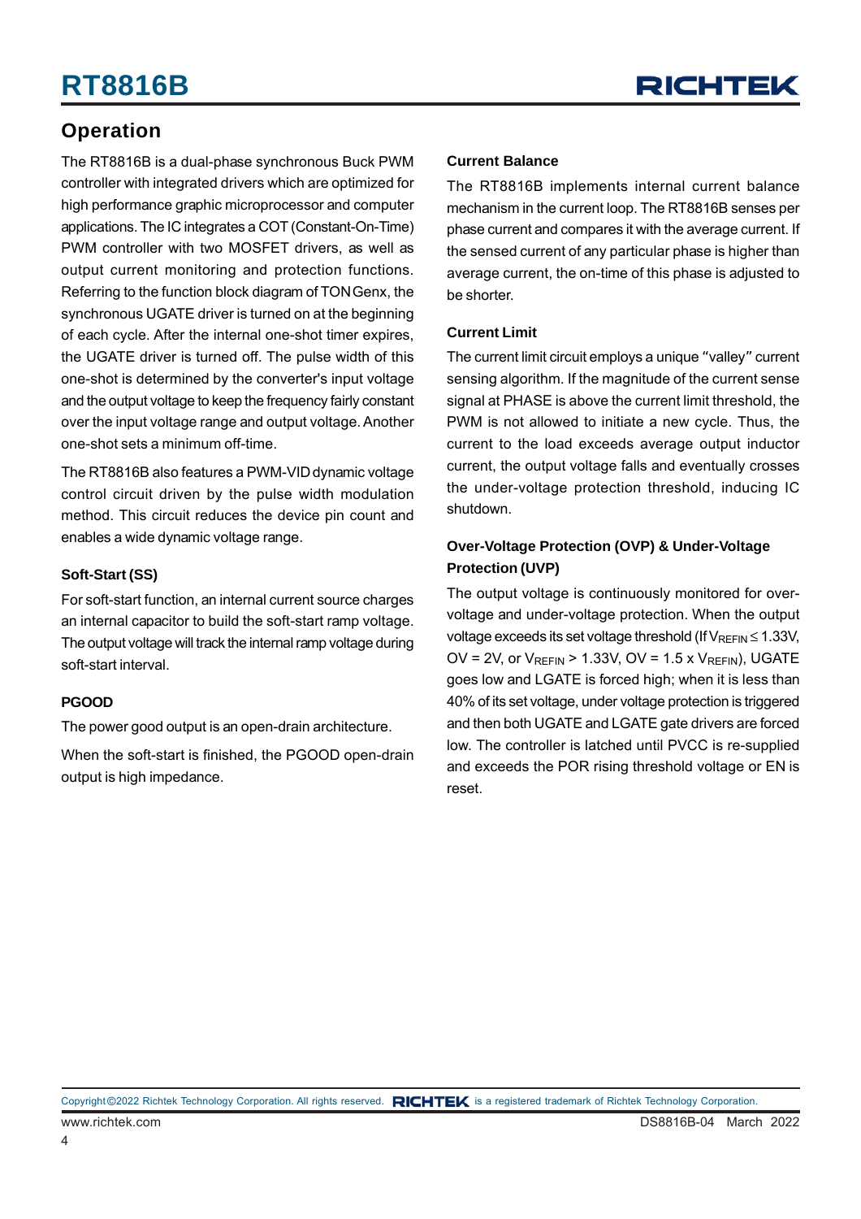## Operation

The RT8816B is a dual-phase synchronous Buck PWM controller with integrated drivers which are optimized for high performance graphic microprocessor and computer applications. The IC integrates a COT (Constant-On-Time) PWM controller with two MOSFET drivers, as well as output current monitoring and protection functions. Referring to the function block diagram of TONGenx, the synchronous UGATE driver is turned on at the beginning of each cycle. After the internal one-shot timer expires, the UGATE driver is turned off. The pulse width of this one-shot is determined by the converter's input voltage and the output voltage to keep the frequency fairly constant over the input voltage range and output voltage. Another one-shot sets a minimum off-time.

The RT8816B also features a PWM-VID dynamic voltage control circuit driven by the pulse width modulation method. This circuit reduces the device pin count and enables a wide dynamic voltage range.

### Soft-Start (SS)

For soft-start function, an internal current source charges an internal capacitor to build the soft-start ramp voltage. The output voltage will track the internal ramp voltage during soft-start interval.

### PGOOD

The power good output is an open-drain architecture.

When the soft-start is finished, the PGOOD open-drain output is high impedance.

### Current Balance

The RT8816B implements internal current balance mechanism in the current loop. The RT8816B senses per phase current and compares it with the average current. If the sensed current of any particular phase is higher than average current, the on-time of this phase is adjusted to be shorter.

### Current Limit

The current limit circuit employs a unique "valley" current sensing algorithm. If the magnitude of the current sense signal at PHASE is above the current limit threshold, the PWM is not allowed to initiate a new cycle. Thus, the current to the load exceeds average output inductor current, the output voltage falls and eventually crosses the under-voltage protection threshold, inducing IC shutdown.

### Over-Voltage Protection (OVP) & Under-Voltage Protection (UVP)

The output voltage is continuously monitored for over-voltage and under-voltage protection. When the output voltage exceeds its set voltage threshold (If $V_{REFIN} \leq 1.33V$, OV = 2V, or $V_{REFIN} > 1.33V$, OV = 1.5 x $V_{REFIN}$), UGATE goes low and LGATE is forced high; when it is less than 40% of its set voltage, under voltage protection is triggered and then both UGATE and LGATE gate drivers are forced low. The controller is latched until PVCC is re-supplied and exceeds the POR rising threshold voltage or EN is reset.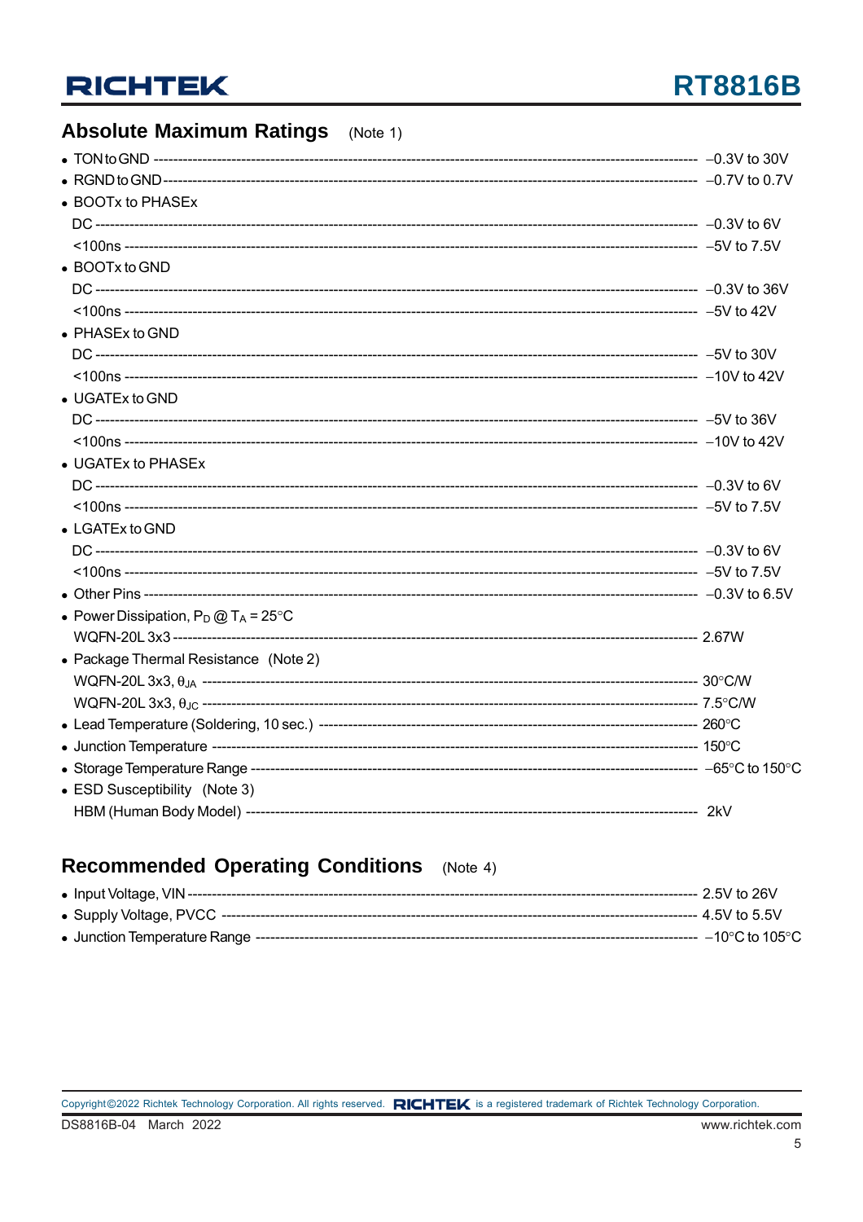## Absolute Maximum Ratings (Note 1)

- TON to GND ---------- −0.3V to 30V
- RGND to GND ---------- −0.7V to 0.7V
- BOOTx to PHASEx
  - DC ---------- −0.3V to 6V
  - <100ns ---------- −5V to 7.5V
- BOOTx to GND
  - DC ---------- −0.3V to 36V
  - <100ns ---------- −5V to 42V
- PHASEx to GND
  - DC ---------- −5V to 30V
  - <100ns ---------- −10V to 42V
- UGATEx to GND
  - DC ---------- −5V to 36V
  - <100ns ---------- −10V to 42V
- UGATEx to PHASEx
  - DC ---------- −0.3V to 6V
  - <100ns ---------- −5V to 7.5V
- LGATEx to GND
  - DC ---------- −0.3V to 6V
  - <100ns ---------- −5V to 7.5V
- Other Pins ---------- −0.3V to 6.5V
- Power Dissipation, $P_D$ @ $T_A$ = 25°C
  - WQFN-20L 3x3 ---------- 2.67W
- Package Thermal Resistance (Note 2)
  - WQFN-20L 3x3, $\theta_{JA}$ ---------- 30°C/W
  - WQFN-20L 3x3, $\theta_{JC}$ ---------- 7.5°C/W
- Lead Temperature (Soldering, 10 sec.) ---------- 260°C
- Junction Temperature ---------- 150°C
- Storage Temperature Range ---------- −65°C to 150°C
- ESD Susceptibility (Note 3)
  - HBM (Human Body Model) ---------- 2kV

## Recommended Operating Conditions (Note 4)

- Input Voltage, VIN ---------- 2.5V to 26V
- Supply Voltage, PVCC ---------- 4.5V to 5.5V
- Junction Temperature Range ---------- −10°C to 105°C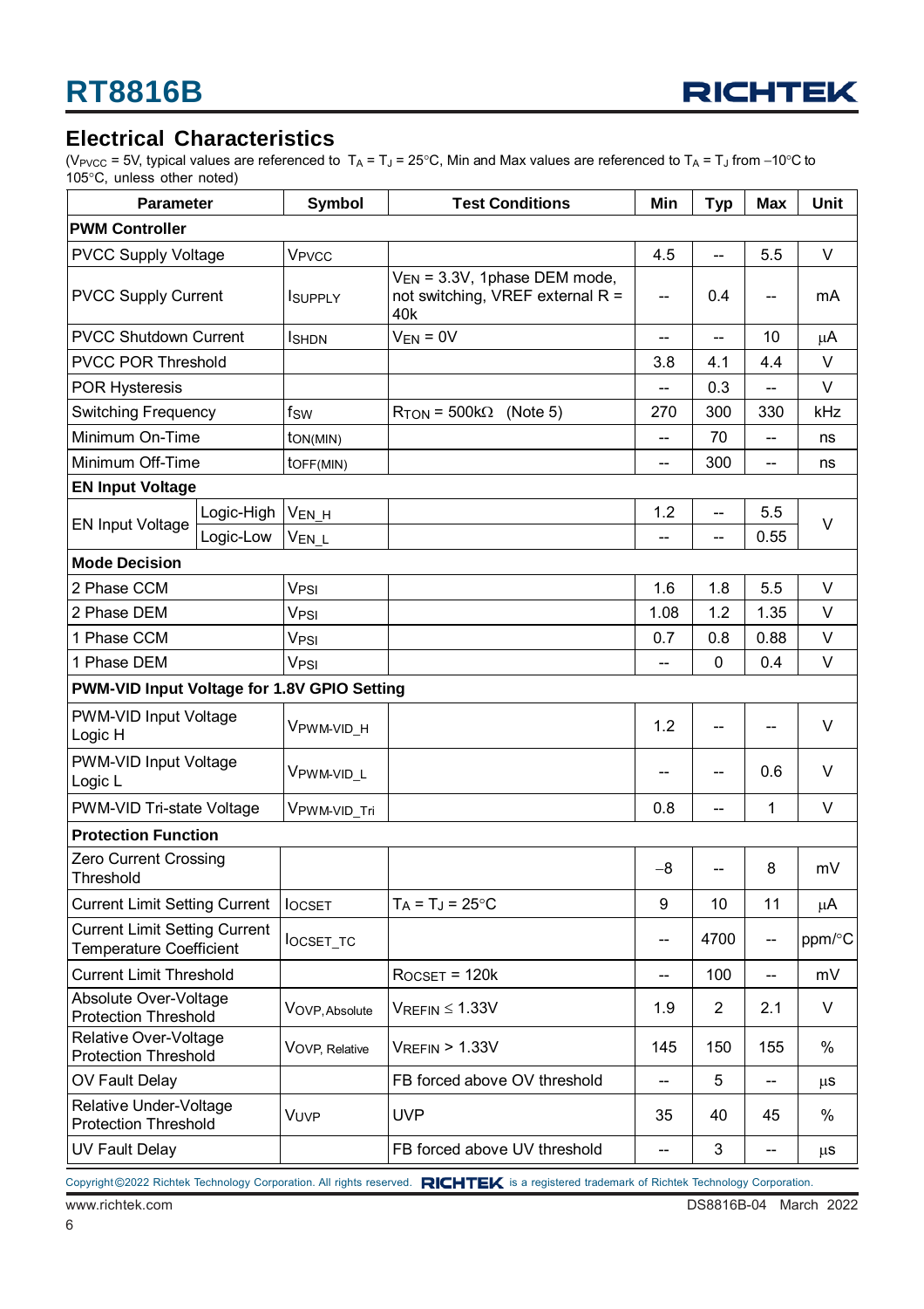## Electrical Characteristics

($V_{PVCC}$ = 5V, typical values are referenced to $T_A = T_J = 25°C$, Min and Max values are referenced to $T_A = T_J$ from −10°C to 105°C, unless other noted)

| Parameter | | Symbol | Test Conditions | Min | Typ | Max | Unit |
|---|---|---|---|---|---|---|---|
| **PWM Controller** | | | | | | | |
| PVCC Supply Voltage | | $V_{PVCC}$ | | 4.5 | -- | 5.5 | V |
| PVCC Supply Current | | $I_{SUPPLY}$ | $V_{EN}$ = 3.3V, 1phase DEM mode, not switching, VREF external R = 40k | -- | 0.4 | -- | mA |
| PVCC Shutdown Current | | $I_{SHDN}$ | $V_{EN}$ = 0V | -- | -- | 10 | μA |
| PVCC POR Threshold | | | | 3.8 | 4.1 | 4.4 | V |
| POR Hysteresis | | | | -- | 0.3 | -- | V |
| Switching Frequency | | $f_{SW}$ | $R_{TON}$ = 500kΩ (Note 5) | 270 | 300 | 330 | kHz |
| Minimum On-Time | | $t_{ON(MIN)}$ | | -- | 70 | -- | ns |
| Minimum Off-Time | | $t_{OFF(MIN)}$ | | -- | 300 | -- | ns |
| **EN Input Voltage** | | | | | | | |
| EN Input Voltage | Logic-High | $V_{EN\_H}$ | | 1.2 | -- | 5.5 | V |
| | Logic-Low | $V_{EN\_L}$ | | -- | -- | 0.55 | |
| **Mode Decision** | | | | | | | |
| 2 Phase CCM | | $V_{PSI}$ | | 1.6 | 1.8 | 5.5 | V |
| 2 Phase DEM | | $V_{PSI}$ | | 1.08 | 1.2 | 1.35 | V |
| 1 Phase CCM | | $V_{PSI}$ | | 0.7 | 0.8 | 0.88 | V |
| 1 Phase DEM | | $V_{PSI}$ | | -- | 0 | 0.4 | V |
| **PWM-VID Input Voltage for 1.8V GPIO Setting** | | | | | | | |
| PWM-VID Input Voltage Logic H | | $V_{PWM\text{-}VID\_H}$ | | 1.2 | -- | -- | V |
| PWM-VID Input Voltage Logic L | | $V_{PWM\text{-}VID\_L}$ | | -- | -- | 0.6 | V |
| PWM-VID Tri-state Voltage | | $V_{PWM\text{-}VID\_Tri}$ | | 0.8 | -- | 1 | V |
| **Protection Function** | | | | | | | |
| Zero Current Crossing Threshold | | | | −8 | -- | 8 | mV |
| Current Limit Setting Current | | $I_{OCSET}$ | $T_A = T_J = 25°C$ | 9 | 10 | 11 | μA |
| Current Limit Setting Current Temperature Coefficient | | $I_{OCSET\_TC}$ | | -- | 4700 | -- | ppm/°C |
| Current Limit Threshold | | | $R_{OCSET}$ = 120k | -- | 100 | -- | mV |
| Absolute Over-Voltage Protection Threshold | | $V_{OVP,Absolute}$ | $V_{REFIN} \le 1.33V$ | 1.9 | 2 | 2.1 | V |
| Relative Over-Voltage Protection Threshold | | $V_{OVP,Relative}$ | $V_{REFIN} > 1.33V$ | 145 | 150 | 155 | % |
| OV Fault Delay | | | FB forced above OV threshold | -- | 5 | -- | μs |
| Relative Under-Voltage Protection Threshold | | $V_{UVP}$ | UVP | 35 | 40 | 45 | % |
| UV Fault Delay | | | FB forced above UV threshold | -- | 3 | -- | μs |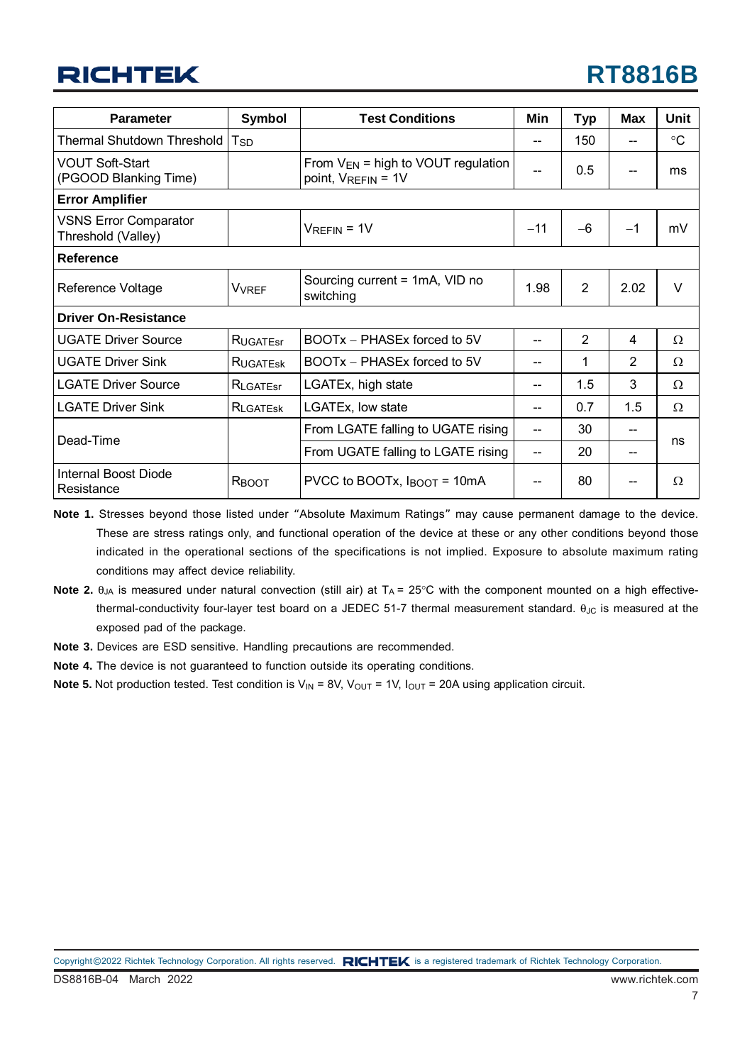| Parameter | Symbol | Test Conditions | Min | Typ | Max | Unit |
|---|---|---|---|---|---|---|
| Thermal Shutdown Threshold | $T_{SD}$ | | -- | 150 | -- | °C |
| VOUT Soft-Start (PGOOD Blanking Time) | | From $V_{EN}$ = high to VOUT regulation point, $V_{REFIN}$ = 1V | -- | 0.5 | -- | ms |
| **Error Amplifier** | | | | | | |
| VSNS Error Comparator Threshold (Valley) | | $V_{REFIN}$ = 1V | −11 | −6 | −1 | mV |
| **Reference** | | | | | | |
| Reference Voltage | $V_{VREF}$ | Sourcing current = 1mA, VID no switching | 1.98 | 2 | 2.02 | V |
| **Driver On-Resistance** | | | | | | |
| UGATE Driver Source | $R_{UGATEsr}$ | BOOTx − PHASEx forced to 5V | -- | 2 | 4 | Ω |
| UGATE Driver Sink | $R_{UGATEsk}$ | BOOTx − PHASEx forced to 5V | -- | 1 | 2 | Ω |
| LGATE Driver Source | $R_{LGATEsr}$ | LGATEx, high state | -- | 1.5 | 3 | Ω |
| LGATE Driver Sink | $R_{LGATEsk}$ | LGATEx, low state | -- | 0.7 | 1.5 | Ω |
| Dead-Time | | From LGATE falling to UGATE rising | -- | 30 | -- | ns |
| | | From UGATE falling to LGATE rising | -- | 20 | -- | ns |
| Internal Boost Diode Resistance | $R_{BOOT}$ | PVCC to BOOTx, $I_{BOOT}$ = 10mA | -- | 80 | -- | Ω |

**Note 1.** Stresses beyond those listed under "Absolute Maximum Ratings" may cause permanent damage to the device. These are stress ratings only, and functional operation of the device at these or any other conditions beyond those indicated in the operational sections of the specifications is not implied. Exposure to absolute maximum rating conditions may affect device reliability.

**Note 2.** $\theta_{JA}$ is measured under natural convection (still air) at $T_A$ = 25°C with the component mounted on a high effective-thermal-conductivity four-layer test board on a JEDEC 51-7 thermal measurement standard. $\theta_{JC}$ is measured at the exposed pad of the package.

**Note 3.** Devices are ESD sensitive. Handling precautions are recommended.

**Note 4.** The device is not guaranteed to function outside its operating conditions.

**Note 5.** Not production tested. Test condition is $V_{IN}$ = 8V, $V_{OUT}$ = 1V, $I_{OUT}$ = 20A using application circuit.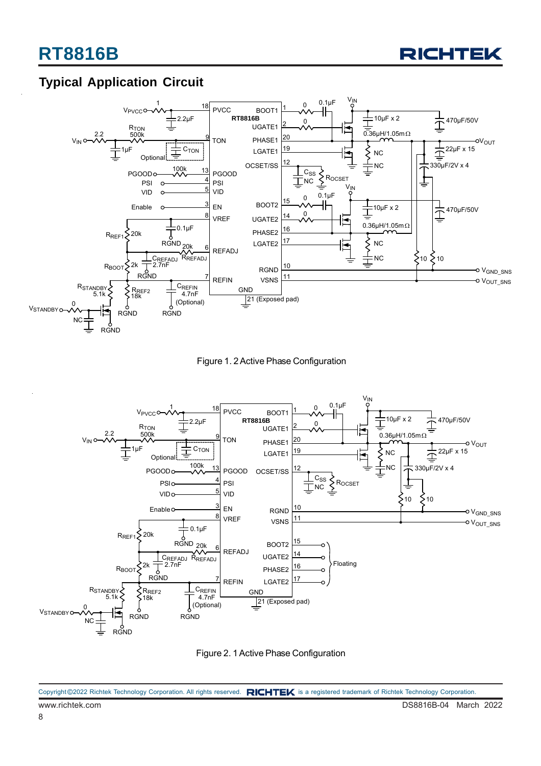## Typical Application Circuit

Figure 1. 2 Active Phase Configuration

Figure 2. 1 Active Phase Configuration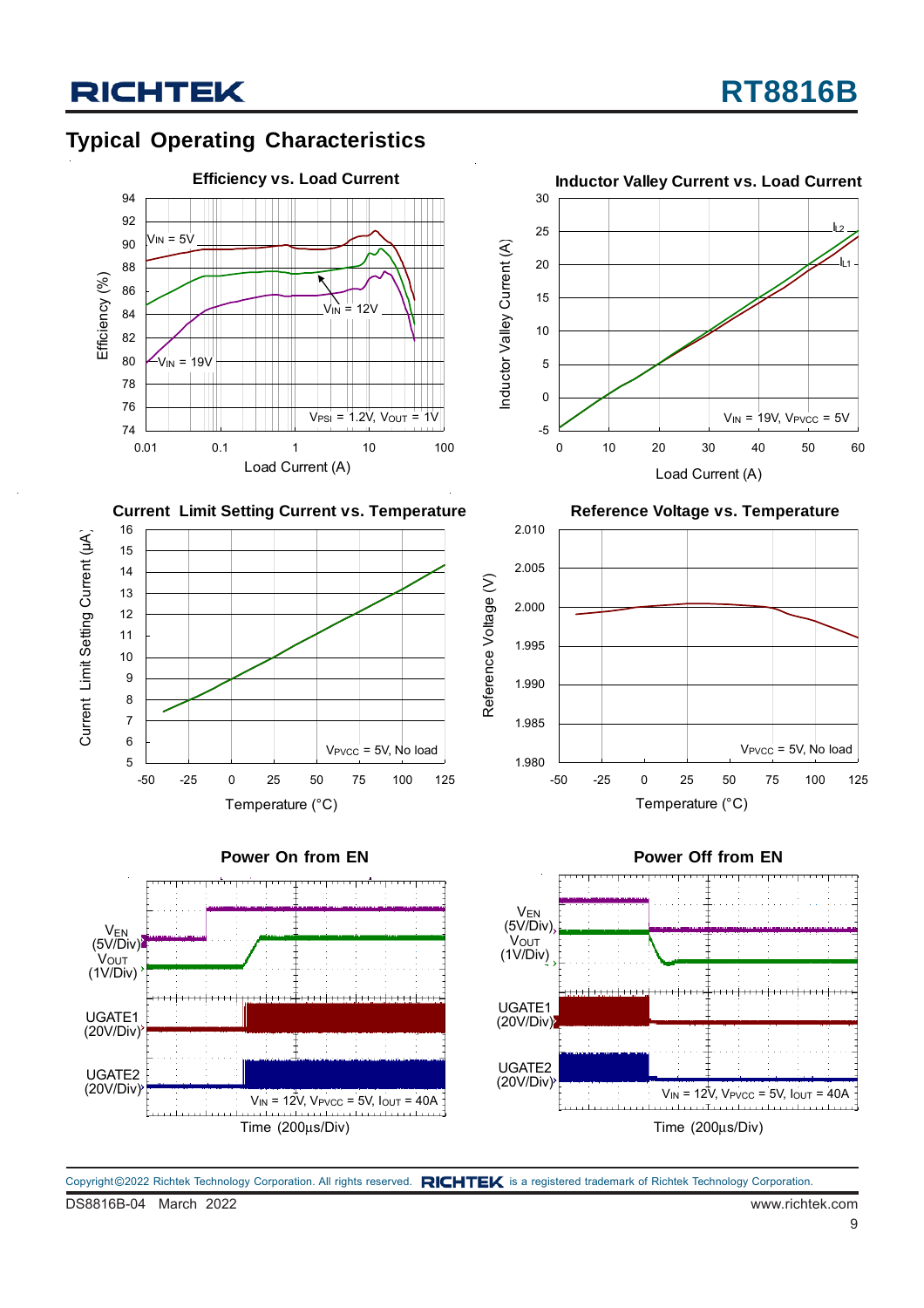## Typical Operating Characteristics

**Efficiency vs. Load Current**

Efficiency (%)

$V_{IN}$ = 5V

$V_{IN}$ = 12V

$V_{IN}$ = 19V

$V_{PSI}$ = 1.2V, $V_{OUT}$ = 1V

Load Current (A)

**Inductor Valley Current vs. Load Current**

Inductor Valley Current (A)

$I_{L2}$

$I_{L1}$

$V_{IN}$ = 19V, $V_{PVCC}$ = 5V

Load Current (A)

**Current Limit Setting Current vs. Temperature**

Current Limit Setting Current (μA)

$V_{PVCC}$ = 5V, No load

Temperature (°C)

**Reference Voltage vs. Temperature**

Reference Voltage (V)

$V_{PVCC}$ = 5V, No load

Temperature (°C)

**Power On from EN**

$V_{EN}$ (5V/Div)

$V_{OUT}$ (1V/Div)

UGATE1 (20V/Div)

UGATE2 (20V/Div)

$V_{IN}$ = 12V, $V_{PVCC}$ = 5V, $I_{OUT}$ = 40A

Time (200μs/Div)

**Power Off from EN**

$V_{EN}$ (5V/Div)

$V_{OUT}$ (1V/Div)

UGATE1 (20V/Div)

UGATE2 (20V/Div)

$V_{IN}$ = 12V, $V_{PVCC}$ = 5V, $I_{OUT}$ = 40A

Time (200μs/Div)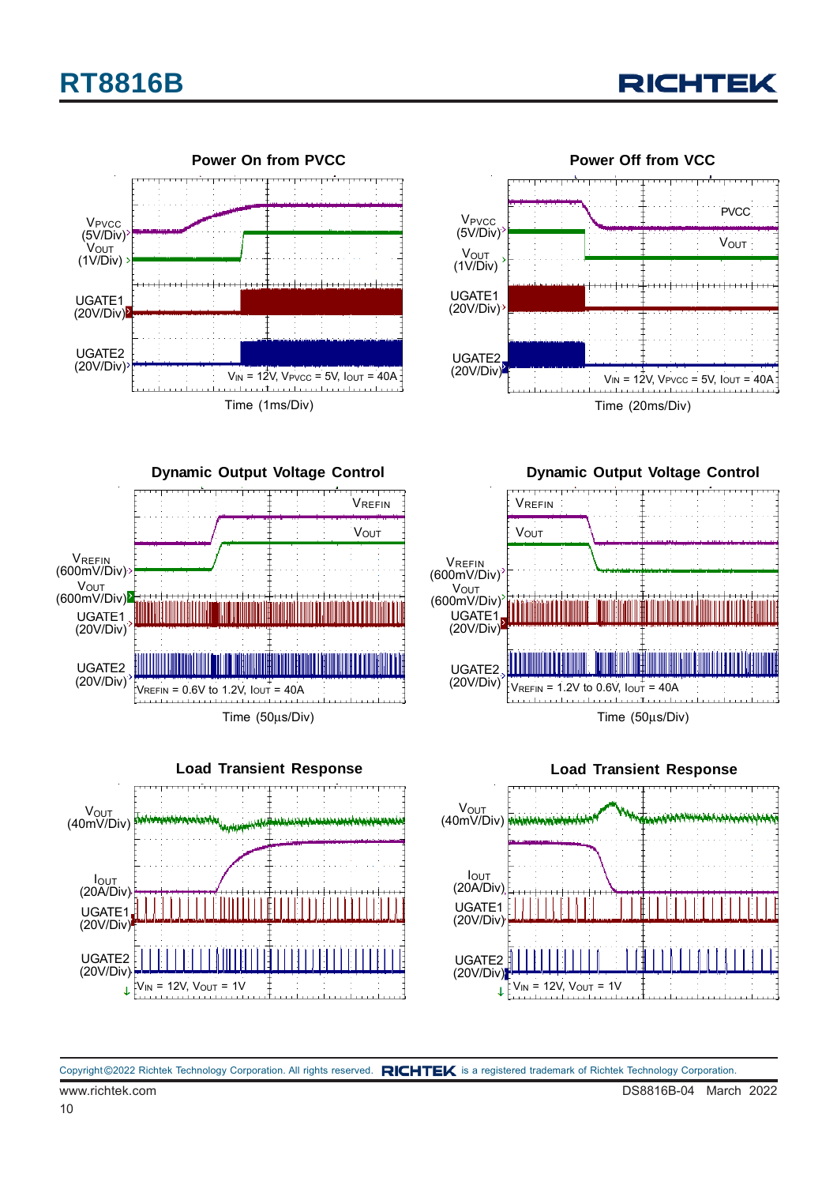**Power On from PVCC**

$V_{PVCC}$ (5V/Div)
$V_{OUT}$ (1V/Div)
UGATE1 (20V/Div)
UGATE2 (20V/Div)
$V_{IN}$ = 12V, $V_{PVCC}$ = 5V, $I_{OUT}$ = 40A
Time (1ms/Div)

**Power Off from VCC**

$V_{PVCC}$ (5V/Div)
$V_{OUT}$ (1V/Div)
UGATE1 (20V/Div)
UGATE2 (20V/Div)
PVCC
$V_{OUT}$
$V_{IN}$ = 12V, $V_{PVCC}$ = 5V, $I_{OUT}$ = 40A
Time (20ms/Div)

**Dynamic Output Voltage Control**

$V_{REFIN}$ (600mV/Div)
$V_{OUT}$ (600mV/Div)
UGATE1 (20V/Div)
UGATE2 (20V/Div)
$V_{REFIN}$
$V_{OUT}$
$V_{REFIN}$ = 0.6V to 1.2V, $I_{OUT}$ = 40A
Time (50μs/Div)

**Dynamic Output Voltage Control**

$V_{REFIN}$ (600mV/Div)
$V_{OUT}$ (600mV/Div)
UGATE1 (20V/Div)
UGATE2 (20V/Div)
$V_{REFIN}$
$V_{OUT}$
$V_{REFIN}$ = 1.2V to 0.6V, $I_{OUT}$ = 40A
Time (50μs/Div)

**Load Transient Response**

$V_{OUT}$ (40mV/Div)
$I_{OUT}$ (20A/Div)
UGATE1 (20V/Div)
UGATE2 (20V/Div)
$V_{IN}$ = 12V, $V_{OUT}$ = 1V

**Load Transient Response**

$V_{OUT}$ (40mV/Div)
$I_{OUT}$ (20A/Div)
UGATE1 (20V/Div)
UGATE2 (20V/Div)
$V_{IN}$ = 12V, $V_{OUT}$ = 1V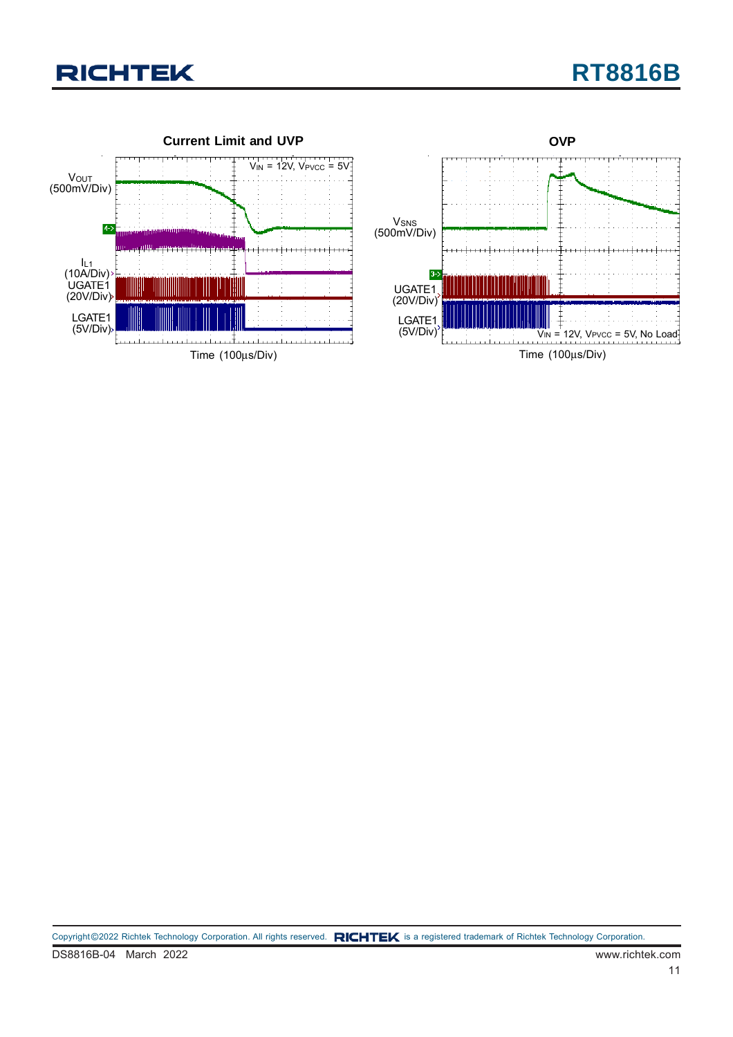Current Limit and UVP

$V_{OUT}$ (500mV/Div)

$I_{L1}$ (10A/Div)

UGATE1 (20V/Div)

LGATE1 (5V/Div)

$V_{IN}$ = 12V, $V_{PVCC}$ = 5V

Time (100μs/Div)

OVP

$V_{SNS}$ (500mV/Div)

UGATE1 (20V/Div)

LGATE1 (5V/Div)

$V_{IN}$ = 12V, $V_{PVCC}$ = 5V, No Load

Time (100μs/Div)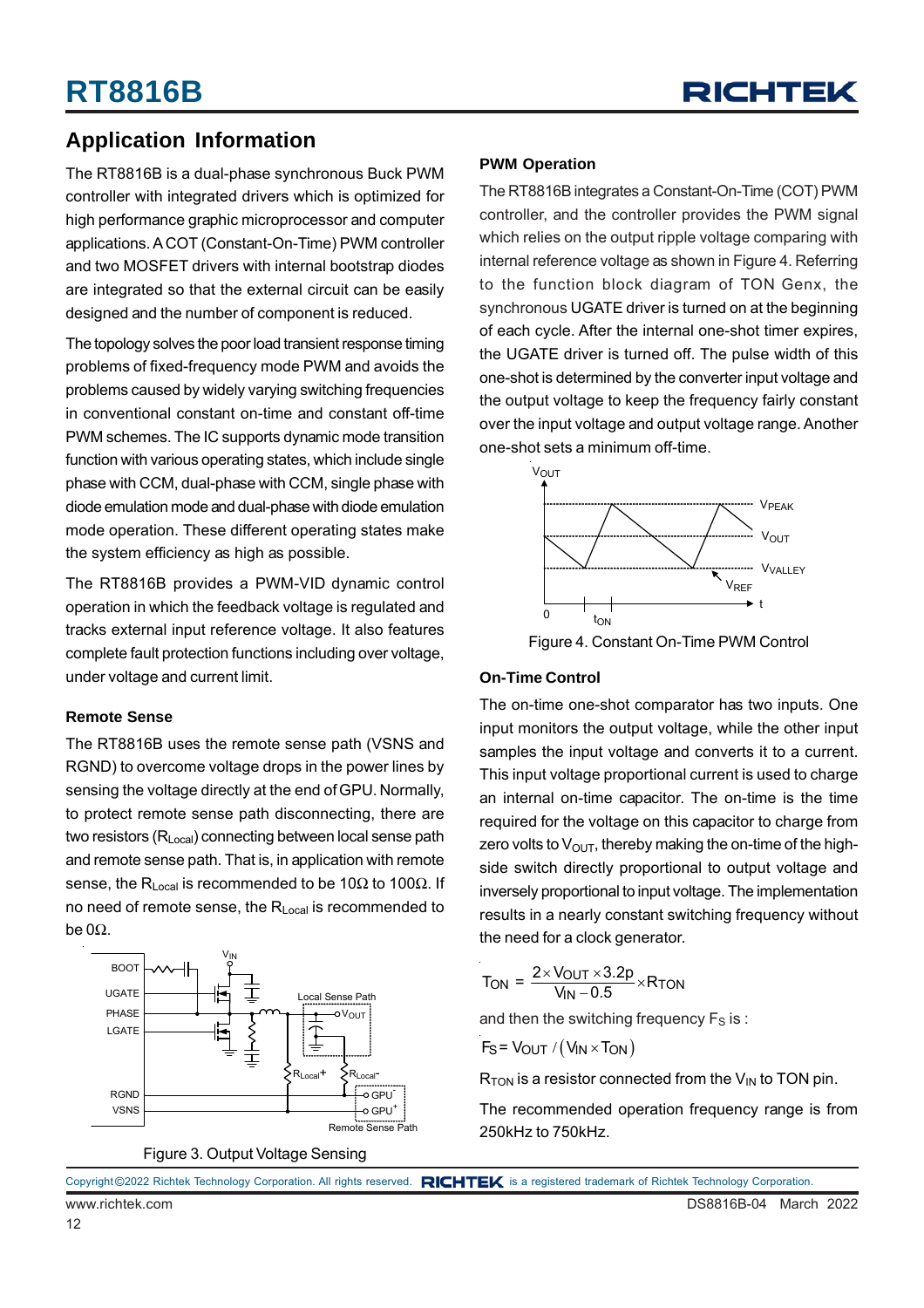## Application Information

The RT8816B is a dual-phase synchronous Buck PWM controller with integrated drivers which is optimized for high performance graphic microprocessor and computer applications. A COT (Constant-On-Time) PWM controller and two MOSFET drivers with internal bootstrap diodes are integrated so that the external circuit can be easily designed and the number of component is reduced.

The topology solves the poor load transient response timing problems of fixed-frequency mode PWM and avoids the problems caused by widely varying switching frequencies in conventional constant on-time and constant off-time PWM schemes. The IC supports dynamic mode transition function with various operating states, which include single phase with CCM, dual-phase with CCM, single phase with diode emulation mode and dual-phase with diode emulation mode operation. These different operating states make the system efficiency as high as possible.

The RT8816B provides a PWM-VID dynamic control operation in which the feedback voltage is regulated and tracks external input reference voltage. It also features complete fault protection functions including over voltage, under voltage and current limit.

### Remote Sense

The RT8816B uses the remote sense path (VSNS and RGND) to overcome voltage drops in the power lines by sensing the voltage directly at the end of GPU. Normally, to protect remote sense path disconnecting, there are two resistors ($R_{Local}$) connecting between local sense path and remote sense path. That is, in application with remote sense, the $R_{Local}$ is recommended to be 10Ω to 100Ω. If no need of remote sense, the $R_{Local}$ is recommended to be 0Ω.

Figure 3. Output Voltage Sensing

### PWM Operation

The RT8816B integrates a Constant-On-Time (COT) PWM controller, and the controller provides the PWM signal which relies on the output ripple voltage comparing with internal reference voltage as shown in Figure 4. Referring to the function block diagram of TON Genx, the synchronous UGATE driver is turned on at the beginning of each cycle. After the internal one-shot timer expires, the UGATE driver is turned off. The pulse width of this one-shot is determined by the converter input voltage and the output voltage to keep the frequency fairly constant over the input voltage and output voltage range. Another one-shot sets a minimum off-time.

Figure 4. Constant On-Time PWM Control

### On-Time Control

The on-time one-shot comparator has two inputs. One input monitors the output voltage, while the other input samples the input voltage and converts it to a current. This input voltage proportional current is used to charge an internal on-time capacitor. The on-time is the time required for the voltage on this capacitor to charge from zero volts to $V_{OUT}$, thereby making the on-time of the high-side switch directly proportional to output voltage and inversely proportional to input voltage. The implementation results in a nearly constant switching frequency without the need for a clock generator.

$$T_{ON} = \frac{2 \times V_{OUT} \times 3.2p}{V_{IN} - 0.5} \times R_{TON}$$

and then the switching frequency $F_S$ is :

$$F_S = V_{OUT} / (V_{IN} \times T_{ON})$$

$R_{TON}$ is a resistor connected from the $V_{IN}$ to TON pin.

The recommended operation frequency range is from 250kHz to 750kHz.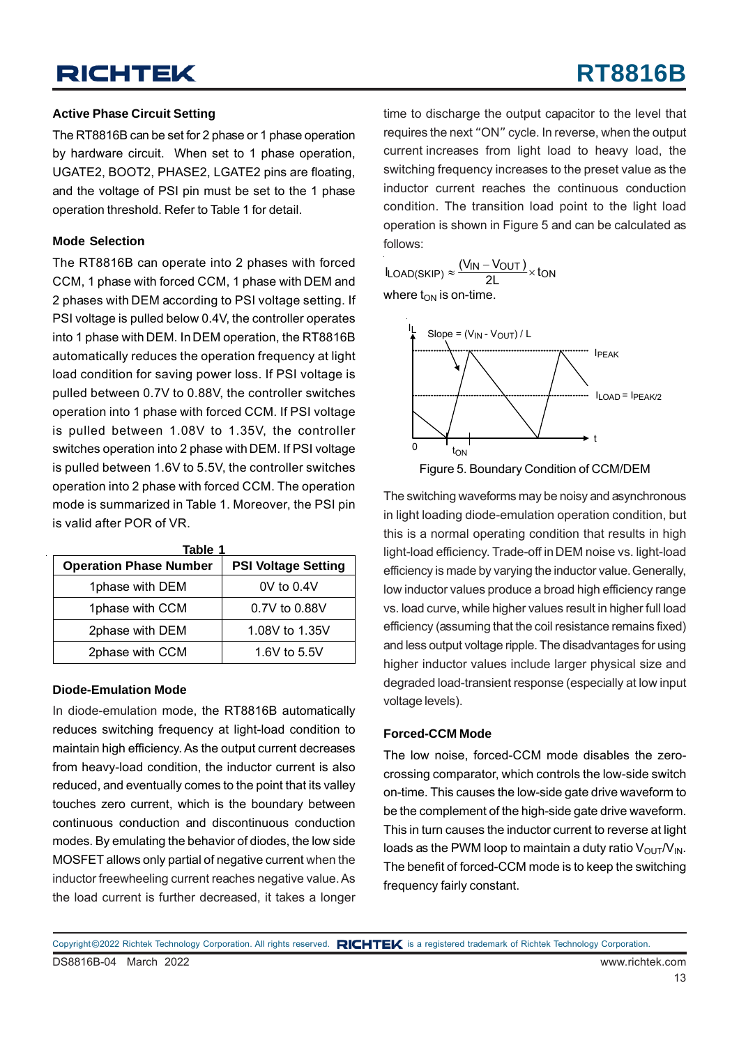### Active Phase Circuit Setting

The RT8816B can be set for 2 phase or 1 phase operation by hardware circuit. When set to 1 phase operation, UGATE2, BOOT2, PHASE2, LGATE2 pins are floating, and the voltage of PSI pin must be set to the 1 phase operation threshold. Refer to Table 1 for detail.

### Mode Selection

The RT8816B can operate into 2 phases with forced CCM, 1 phase with forced CCM, 1 phase with DEM and 2 phases with DEM according to PSI voltage setting. If PSI voltage is pulled below 0.4V, the controller operates into 1 phase with DEM. In DEM operation, the RT8816B automatically reduces the operation frequency at light load condition for saving power loss. If PSI voltage is pulled between 0.7V to 0.88V, the controller switches operation into 1 phase with forced CCM. If PSI voltage is pulled between 1.08V to 1.35V, the controller switches operation into 2 phase with DEM. If PSI voltage is pulled between 1.6V to 5.5V, the controller switches operation into 2 phase with forced CCM. The operation mode is summarized in Table 1. Moreover, the PSI pin is valid after POR of VR.

**Table 1**

| Operation Phase Number | PSI Voltage Setting |
|---|---|
| 1phase with DEM | 0V to 0.4V |
| 1phase with CCM | 0.7V to 0.88V |
| 2phase with DEM | 1.08V to 1.35V |
| 2phase with CCM | 1.6V to 5.5V |

### Diode-Emulation Mode

In diode-emulation mode, the RT8816B automatically reduces switching frequency at light-load condition to maintain high efficiency. As the output current decreases from heavy-load condition, the inductor current is also reduced, and eventually comes to the point that its valley touches zero current, which is the boundary between continuous conduction and discontinuous conduction modes. By emulating the behavior of diodes, the low side MOSFET allows only partial of negative current when the inductor freewheeling current reaches negative value. As the load current is further decreased, it takes a longer time to discharge the output capacitor to the level that requires the next "ON" cycle. In reverse, when the output current increases from light load to heavy load, the switching frequency increases to the preset value as the inductor current reaches the continuous conduction condition. The transition load point to the light load operation is shown in Figure 5 and can be calculated as follows:

$$I_{LOAD(SKIP)} \approx \frac{(V_{IN} - V_{OUT})}{2L} \times t_{ON}$$

where $t_{ON}$ is on-time.

Figure 5. Boundary Condition of CCM/DEM

The switching waveforms may be noisy and asynchronous in light loading diode-emulation operation condition, but this is a normal operating condition that results in high light-load efficiency. Trade-off in DEM noise vs. light-load efficiency is made by varying the inductor value. Generally, low inductor values produce a broad high efficiency range vs. load curve, while higher values result in higher full load efficiency (assuming that the coil resistance remains fixed) and less output voltage ripple. The disadvantages for using higher inductor values include larger physical size and degraded load-transient response (especially at low input voltage levels).

### Forced-CCM Mode

The low noise, forced-CCM mode disables the zero-crossing comparator, which controls the low-side switch on-time. This causes the low-side gate drive waveform to be the complement of the high-side gate drive waveform. This in turn causes the inductor current to reverse at light loads as the PWM loop to maintain a duty ratio $V_{OUT}/V_{IN}$. The benefit of forced-CCM mode is to keep the switching frequency fairly constant.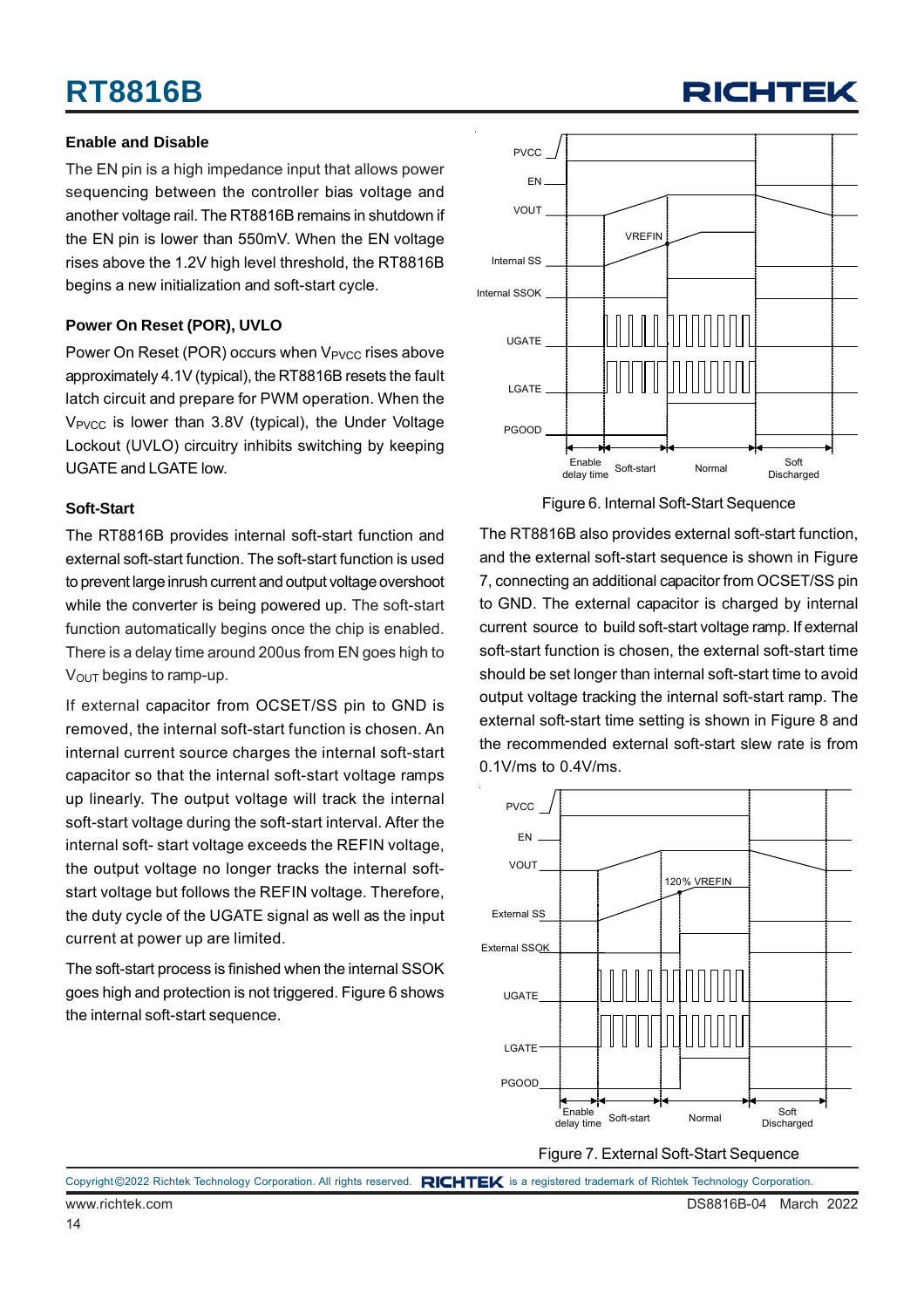### Enable and Disable

The EN pin is a high impedance input that allows power sequencing between the controller bias voltage and another voltage rail. The RT8816B remains in shutdown if the EN pin is lower than 550mV. When the EN voltage rises above the 1.2V high level threshold, the RT8816B begins a new initialization and soft-start cycle.

### Power On Reset (POR), UVLO

Power On Reset (POR) occurs when $V_{PVCC}$ rises above approximately 4.1V (typical), the RT8816B resets the fault latch circuit and prepare for PWM operation. When the $V_{PVCC}$ is lower than 3.8V (typical), the Under Voltage Lockout (UVLO) circuitry inhibits switching by keeping UGATE and LGATE low.

### Soft-Start

The RT8816B provides internal soft-start function and external soft-start function. The soft-start function is used to prevent large inrush current and output voltage overshoot while the converter is being powered up. The soft-start function automatically begins once the chip is enabled. There is a delay time around 200us from EN goes high to $V_{OUT}$ begins to ramp-up.

If external capacitor from OCSET/SS pin to GND is removed, the internal soft-start function is chosen. An internal current source charges the internal soft-start capacitor so that the internal soft-start voltage ramps up linearly. The output voltage will track the internal soft-start voltage during the soft-start interval. After the internal soft- start voltage exceeds the REFIN voltage, the output voltage no longer tracks the internal soft-start voltage but follows the REFIN voltage. Therefore, the duty cycle of the UGATE signal as well as the input current at power up are limited.

The soft-start process is finished when the internal SSOK goes high and protection is not triggered. Figure 6 shows the internal soft-start sequence.

Figure 6. Internal Soft-Start Sequence

The RT8816B also provides external soft-start function, and the external soft-start sequence is shown in Figure 7, connecting an additional capacitor from OCSET/SS pin to GND. The external capacitor is charged by internal current source to build soft-start voltage ramp. If external soft-start function is chosen, the external soft-start time should be set longer than internal soft-start time to avoid output voltage tracking the internal soft-start ramp. The external soft-start time setting is shown in Figure 8 and the recommended external soft-start slew rate is from 0.1V/ms to 0.4V/ms.

Figure 7. External Soft-Start Sequence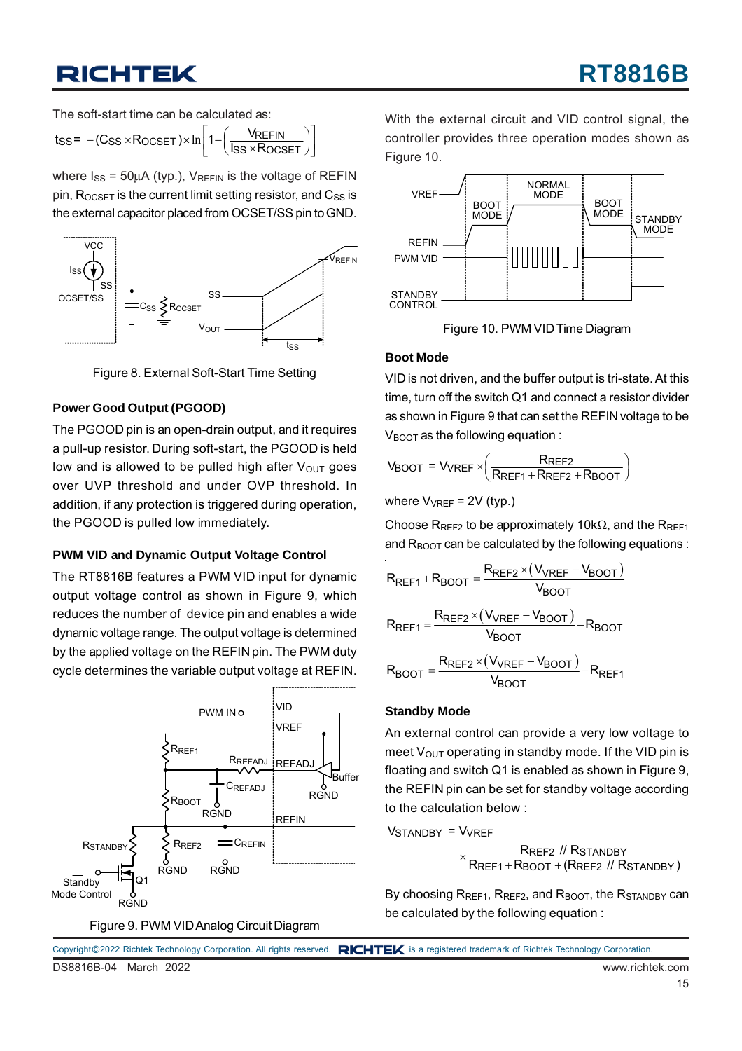The soft-start time can be calculated as:

$$t_{SS} = -(C_{SS} \times R_{OCSET}) \times \ln\left[1 - \left(\frac{V_{REFIN}}{I_{SS} \times R_{OCSET}}\right)\right]$$

where $I_{SS}$ = 50μA (typ.), $V_{REFIN}$ is the voltage of REFIN pin, $R_{OCSET}$ is the current limit setting resistor, and $C_{SS}$ is the external capacitor placed from OCSET/SS pin to GND.

Figure 8. External Soft-Start Time Setting

### Power Good Output (PGOOD)

The PGOOD pin is an open-drain output, and it requires a pull-up resistor. During soft-start, the PGOOD is held low and is allowed to be pulled high after $V_{OUT}$ goes over UVP threshold and under OVP threshold. In addition, if any protection is triggered during operation, the PGOOD is pulled low immediately.

### PWM VID and Dynamic Output Voltage Control

The RT8816B features a PWM VID input for dynamic output voltage control as shown in Figure 9, which reduces the number of device pin and enables a wide dynamic voltage range. The output voltage is determined by the applied voltage on the REFIN pin. The PWM duty cycle determines the variable output voltage at REFIN.

Figure 9. PWM VID Analog Circuit Diagram

With the external circuit and VID control signal, the controller provides three operation modes shown as Figure 10.

Figure 10. PWM VID Time Diagram

### Boot Mode

VID is not driven, and the buffer output is tri-state. At this time, turn off the switch Q1 and connect a resistor divider as shown in Figure 9 that can set the REFIN voltage to be $V_{BOOT}$ as the following equation :

$$V_{BOOT} = V_{VREF} \times \left(\frac{R_{REF2}}{R_{REF1} + R_{REF2} + R_{BOOT}}\right)$$

where $V_{VREF}$ = 2V (typ.)

Choose $R_{REF2}$ to be approximately 10kΩ, and the $R_{REF1}$ and $R_{BOOT}$ can be calculated by the following equations :

$$R_{REF1} + R_{BOOT} = \frac{R_{REF2} \times (V_{VREF} - V_{BOOT})}{V_{BOOT}}$$

$$R_{REF1} = \frac{R_{REF2} \times (V_{VREF} - V_{BOOT})}{V_{BOOT}} - R_{BOOT}$$

$$R_{BOOT} = \frac{R_{REF2} \times (V_{VREF} - V_{BOOT})}{V_{BOOT}} - R_{REF1}$$

### Standby Mode

An external control can provide a very low voltage to meet $V_{OUT}$ operating in standby mode. If the VID pin is floating and switch Q1 is enabled as shown in Figure 9, the REFIN pin can be set for standby voltage according to the calculation below :

$$V_{STANDBY} = V_{VREF} \times \frac{R_{REF2} \,//\, R_{STANDBY}}{R_{REF1} + R_{BOOT} + (R_{REF2} \,//\, R_{STANDBY})}$$

By choosing $R_{REF1}$, $R_{REF2}$, and $R_{BOOT}$, the $R_{STANDBY}$ can be calculated by the following equation :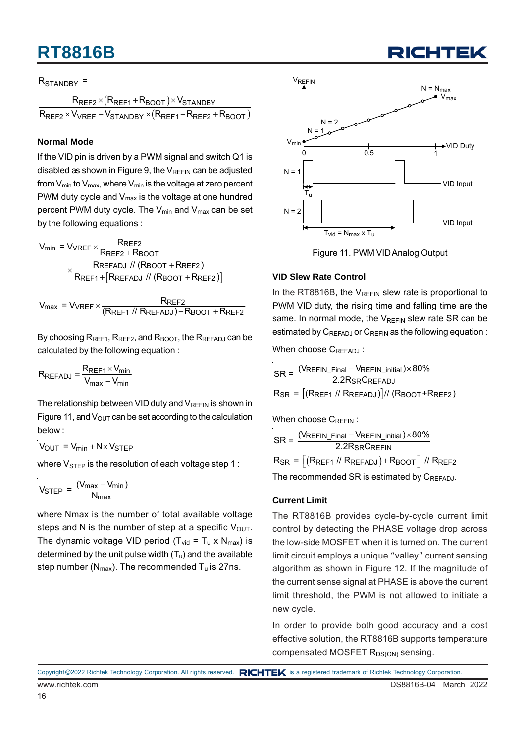$$R_{STANDBY} = \frac{R_{REF2} \times (R_{REF1} + R_{BOOT}) \times V_{STANDBY}}{R_{REF2} \times V_{VREF} - V_{STANDBY} \times (R_{REF1} + R_{REF2} + R_{BOOT})}$$

### Normal Mode

If the VID pin is driven by a PWM signal and switch Q1 is disabled as shown in Figure 9, the $V_{REFIN}$ can be adjusted from $V_{min}$ to $V_{max}$, where $V_{min}$ is the voltage at zero percent PWM duty cycle and $V_{max}$ is the voltage at one hundred percent PWM duty cycle. The $V_{min}$ and $V_{max}$ can be set by the following equations :

$$V_{min} = V_{VREF} \times \frac{R_{REF2}}{R_{REF2} + R_{BOOT}} \times \frac{R_{REFADJ} \ // \ (R_{BOOT} + R_{REF2})}{R_{REF1} + [R_{REFADJ} \ // \ (R_{BOOT} + R_{REF2})]}$$

$$V_{max} = V_{VREF} \times \frac{R_{REF2}}{(R_{REF1} \ // \ R_{REFADJ}) + R_{BOOT} + R_{REF2}}$$

By choosing $R_{REF1}$, $R_{REF2}$, and $R_{BOOT}$, the $R_{REFADJ}$ can be calculated by the following equation :

$$R_{REFADJ} = \frac{R_{REF1} \times V_{min}}{V_{max} - V_{min}}$$

The relationship between VID duty and $V_{REFIN}$ is shown in Figure 11, and $V_{OUT}$ can be set according to the calculation below :

$$V_{OUT} = V_{min} + N \times V_{STEP}$$

where $V_{STEP}$ is the resolution of each voltage step 1 :

$$V_{STEP} = \frac{(V_{max} - V_{min})}{N_{max}}$$

where Nmax is the number of total available voltage steps and N is the number of step at a specific $V_{OUT}$. The dynamic voltage VID period ($T_{vid} = T_u \times N_{max}$) is determined by the unit pulse width ($T_u$) and the available step number ($N_{max}$). The recommended $T_u$ is 27ns.

Figure 11. PWM VID Analog Output

### VID Slew Rate Control

In the RT8816B, the $V_{REFIN}$ slew rate is proportional to PWM VID duty, the rising time and falling time are the same. In normal mode, the $V_{REFIN}$ slew rate SR can be estimated by $C_{REFADJ}$ or $C_{REFIN}$ as the following equation :

When choose $C_{REFADJ}$ :

$$SR = \frac{(V_{REFIN\_Final} - V_{REFIN\_initial}) \times 80\%}{2.2 R_{SR} C_{REFADJ}}$$

$$R_{SR} = [(R_{REF1} \ // \ R_{REFADJ})] \ // \ (R_{BOOT} + R_{REF2})$$

When choose $C_{REFIN}$ :

$$SR = \frac{(V_{REFIN\_Final} - V_{REFIN\_initial}) \times 80\%}{2.2 R_{SR} C_{REFIN}}$$

$$R_{SR} = [(R_{REF1} \ // \ R_{REFADJ}) + R_{BOOT}] \ // \ R_{REF2}$$

The recommended SR is estimated by $C_{REFADJ}$.

### Current Limit

The RT8816B provides cycle-by-cycle current limit control by detecting the PHASE voltage drop across the low-side MOSFET when it is turned on. The current limit circuit employs a unique "valley" current sensing algorithm as shown in Figure 12. If the magnitude of the current sense signal at PHASE is above the current limit threshold, the PWM is not allowed to initiate a new cycle.

In order to provide both good accuracy and a cost effective solution, the RT8816B supports temperature compensated MOSFET $R_{DS(ON)}$ sensing.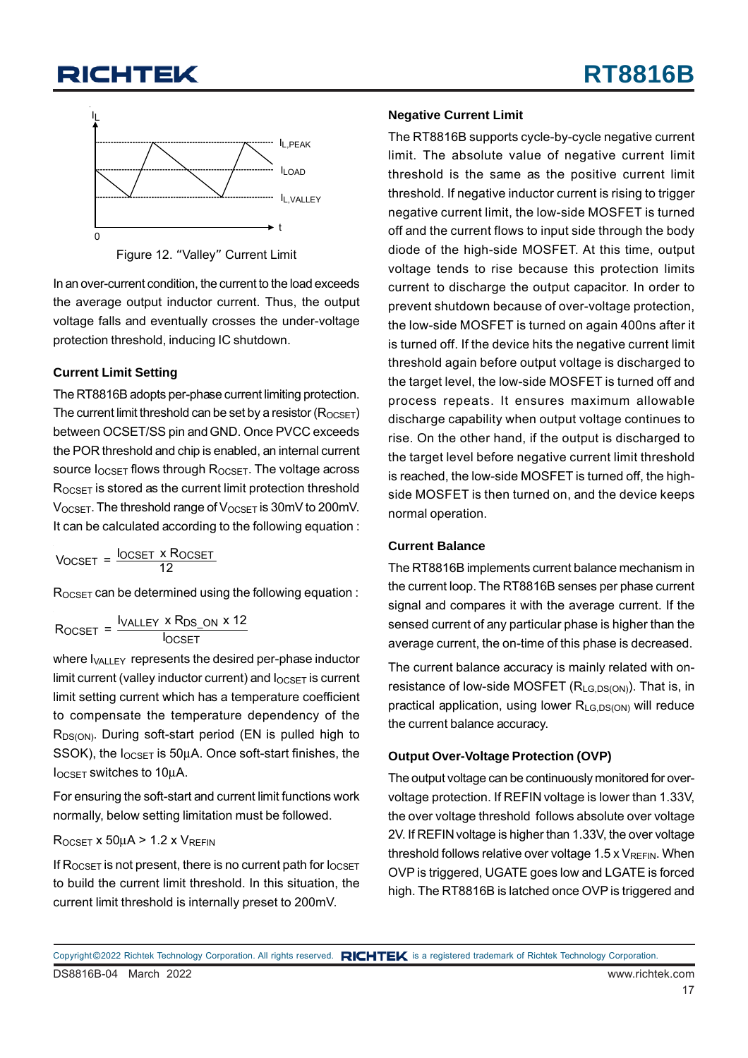Figure 12. "Valley" Current Limit

In an over-current condition, the current to the load exceeds the average output inductor current. Thus, the output voltage falls and eventually crosses the under-voltage protection threshold, inducing IC shutdown.

### Current Limit Setting

The RT8816B adopts per-phase current limiting protection. The current limit threshold can be set by a resistor ($R_{OCSET}$) between OCSET/SS pin and GND. Once PVCC exceeds the POR threshold and chip is enabled, an internal current source $I_{OCSET}$ flows through $R_{OCSET}$. The voltage across $R_{OCSET}$ is stored as the current limit protection threshold $V_{OCSET}$. The threshold range of $V_{OCSET}$ is 30mV to 200mV. It can be calculated according to the following equation :

$$V_{OCSET} = \frac{I_{OCSET} \times R_{OCSET}}{12}$$

$R_{OCSET}$ can be determined using the following equation :

$$R_{OCSET} = \frac{I_{VALLEY} \times R_{DS\_ON} \times 12}{I_{OCSET}}$$

where $I_{VALLEY}$ represents the desired per-phase inductor limit current (valley inductor current) and $I_{OCSET}$ is current limit setting current which has a temperature coefficient to compensate the temperature dependency of the $R_{DS(ON)}$. During soft-start period (EN is pulled high to SSOK), the $I_{OCSET}$ is 50µA. Once soft-start finishes, the $I_{OCSET}$ switches to 10µA.

For ensuring the soft-start and current limit functions work normally, below setting limitation must be followed.

$R_{OCSET} \times 50\mu A > 1.2 \times V_{REFIN}$

If $R_{OCSET}$ is not present, there is no current path for $I_{OCSET}$ to build the current limit threshold. In this situation, the current limit threshold is internally preset to 200mV.

### Negative Current Limit

The RT8816B supports cycle-by-cycle negative current limit. The absolute value of negative current limit threshold is the same as the positive current limit threshold. If negative inductor current is rising to trigger negative current limit, the low-side MOSFET is turned off and the current flows to input side through the body diode of the high-side MOSFET. At this time, output voltage tends to rise because this protection limits current to discharge the output capacitor. In order to prevent shutdown because of over-voltage protection, the low-side MOSFET is turned on again 400ns after it is turned off. If the device hits the negative current limit threshold again before output voltage is discharged to the target level, the low-side MOSFET is turned off and process repeats. It ensures maximum allowable discharge capability when output voltage continues to rise. On the other hand, if the output is discharged to the target level before negative current limit threshold is reached, the low-side MOSFET is turned off, the high-side MOSFET is then turned on, and the device keeps normal operation.

### Current Balance

The RT8816B implements current balance mechanism in the current loop. The RT8816B senses per phase current signal and compares it with the average current. If the sensed current of any particular phase is higher than the average current, the on-time of this phase is decreased.

The current balance accuracy is mainly related with on-resistance of low-side MOSFET ($R_{LG,DS(ON)}$). That is, in practical application, using lower $R_{LG,DS(ON)}$ will reduce the current balance accuracy.

### Output Over-Voltage Protection (OVP)

The output voltage can be continuously monitored for over-voltage protection. If REFIN voltage is lower than 1.33V, the over voltage threshold follows absolute over voltage 2V. If REFIN voltage is higher than 1.33V, the over voltage threshold follows relative over voltage $1.5 \times V_{REFIN}$. When OVP is triggered, UGATE goes low and LGATE is forced high. The RT8816B is latched once OVP is triggered and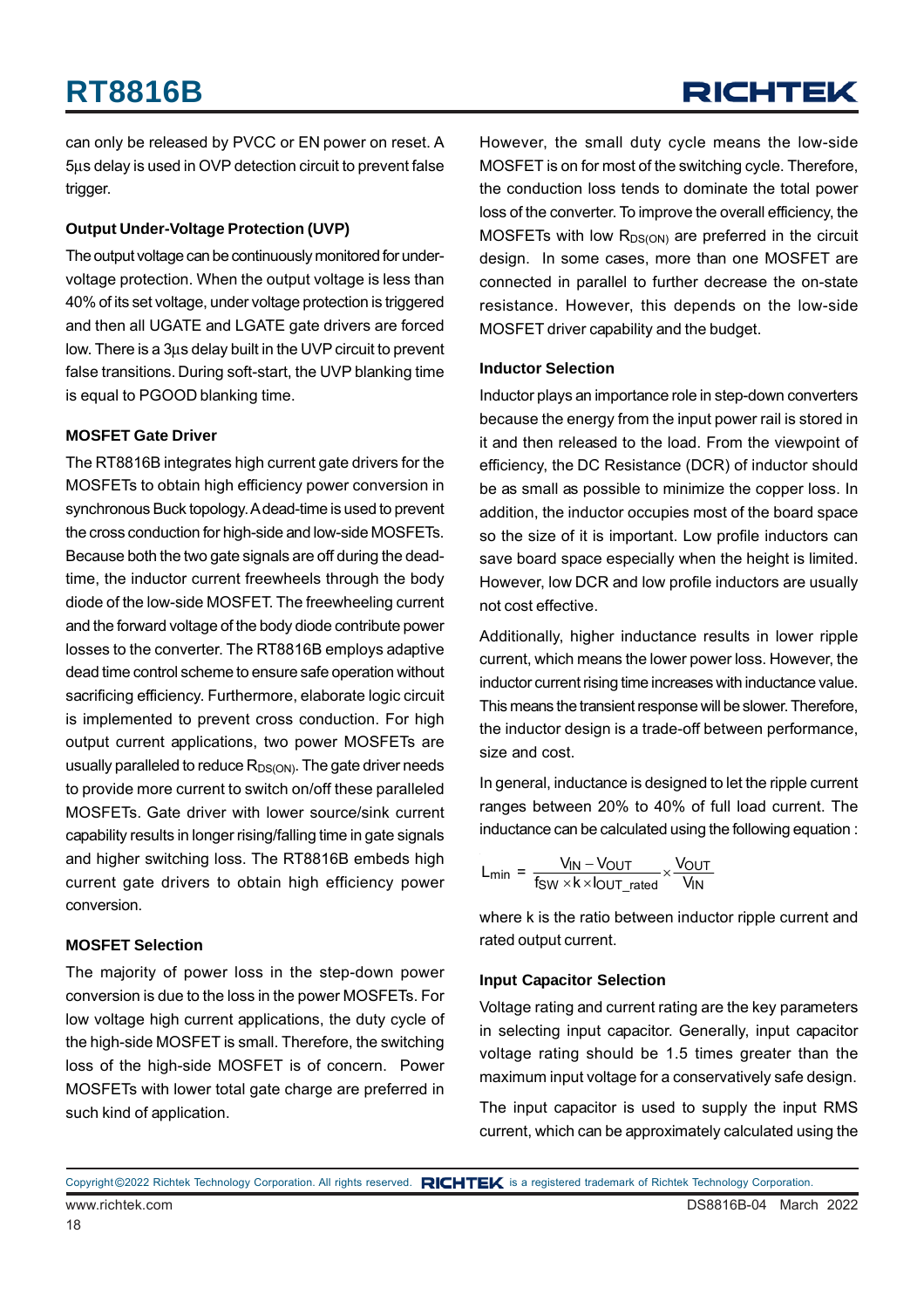can only be released by PVCC or EN power on reset. A 5μs delay is used in OVP detection circuit to prevent false trigger.

### Output Under-Voltage Protection (UVP)

The output voltage can be continuously monitored for under-voltage protection. When the output voltage is less than 40% of its set voltage, under voltage protection is triggered and then all UGATE and LGATE gate drivers are forced low. There is a 3μs delay built in the UVP circuit to prevent false transitions. During soft-start, the UVP blanking time is equal to PGOOD blanking time.

### MOSFET Gate Driver

The RT8816B integrates high current gate drivers for the MOSFETs to obtain high efficiency power conversion in synchronous Buck topology. A dead-time is used to prevent the cross conduction for high-side and low-side MOSFETs. Because both the two gate signals are off during the dead-time, the inductor current freewheels through the body diode of the low-side MOSFET. The freewheeling current and the forward voltage of the body diode contribute power losses to the converter. The RT8816B employs adaptive dead time control scheme to ensure safe operation without sacrificing efficiency. Furthermore, elaborate logic circuit is implemented to prevent cross conduction. For high output current applications, two power MOSFETs are usually paralleled to reduce $R_{DS(ON)}$. The gate driver needs to provide more current to switch on/off these paralleled MOSFETs. Gate driver with lower source/sink current capability results in longer rising/falling time in gate signals and higher switching loss. The RT8816B embeds high current gate drivers to obtain high efficiency power conversion.

### MOSFET Selection

The majority of power loss in the step-down power conversion is due to the loss in the power MOSFETs. For low voltage high current applications, the duty cycle of the high-side MOSFET is small. Therefore, the switching loss of the high-side MOSFET is of concern. Power MOSFETs with lower total gate charge are preferred in such kind of application.

However, the small duty cycle means the low-side MOSFET is on for most of the switching cycle. Therefore, the conduction loss tends to dominate the total power loss of the converter. To improve the overall efficiency, the MOSFETs with low $R_{DS(ON)}$ are preferred in the circuit design. In some cases, more than one MOSFET are connected in parallel to further decrease the on-state resistance. However, this depends on the low-side MOSFET driver capability and the budget.

### Inductor Selection

Inductor plays an importance role in step-down converters because the energy from the input power rail is stored in it and then released to the load. From the viewpoint of efficiency, the DC Resistance (DCR) of inductor should be as small as possible to minimize the copper loss. In addition, the inductor occupies most of the board space so the size of it is important. Low profile inductors can save board space especially when the height is limited. However, low DCR and low profile inductors are usually not cost effective.

Additionally, higher inductance results in lower ripple current, which means the lower power loss. However, the inductor current rising time increases with inductance value. This means the transient response will be slower. Therefore, the inductor design is a trade-off between performance, size and cost.

In general, inductance is designed to let the ripple current ranges between 20% to 40% of full load current. The inductance can be calculated using the following equation :

$$L_{min} = \frac{V_{IN} - V_{OUT}}{f_{SW} \times k \times I_{OUT\_rated}} \times \frac{V_{OUT}}{V_{IN}}$$

where k is the ratio between inductor ripple current and rated output current.

### Input Capacitor Selection

Voltage rating and current rating are the key parameters in selecting input capacitor. Generally, input capacitor voltage rating should be 1.5 times greater than the maximum input voltage for a conservatively safe design.

The input capacitor is used to supply the input RMS current, which can be approximately calculated using the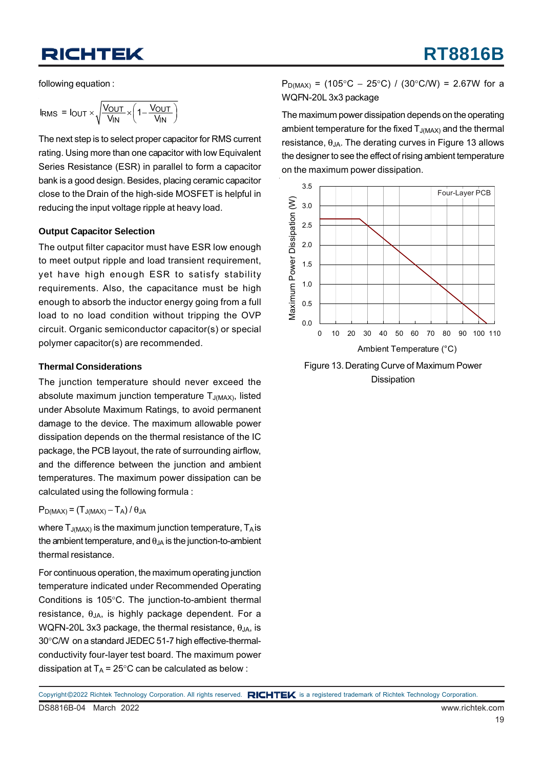following equation :

$$I_{RMS} = I_{OUT} \times \sqrt{\frac{V_{OUT}}{V_{IN}} \times \left(1 - \frac{V_{OUT}}{V_{IN}}\right)}$$

The next step is to select proper capacitor for RMS current rating. Using more than one capacitor with low Equivalent Series Resistance (ESR) in parallel to form a capacitor bank is a good design. Besides, placing ceramic capacitor close to the Drain of the high-side MOSFET is helpful in reducing the input voltage ripple at heavy load.

### Output Capacitor Selection

The output filter capacitor must have ESR low enough to meet output ripple and load transient requirement, yet have high enough ESR to satisfy stability requirements. Also, the capacitance must be high enough to absorb the inductor energy going from a full load to no load condition without tripping the OVP circuit. Organic semiconductor capacitor(s) or special polymer capacitor(s) are recommended.

### Thermal Considerations

The junction temperature should never exceed the absolute maximum junction temperature $T_{J(MAX)}$, listed under Absolute Maximum Ratings, to avoid permanent damage to the device. The maximum allowable power dissipation depends on the thermal resistance of the IC package, the PCB layout, the rate of surrounding airflow, and the difference between the junction and ambient temperatures. The maximum power dissipation can be calculated using the following formula :

$P_{D(MAX)} = (T_{J(MAX)} - T_A) / \theta_{JA}$

where $T_{J(MAX)}$ is the maximum junction temperature, $T_A$ is the ambient temperature, and $\theta_{JA}$ is the junction-to-ambient thermal resistance.

For continuous operation, the maximum operating junction temperature indicated under Recommended Operating Conditions is 105°C. The junction-to-ambient thermal resistance, $\theta_{JA}$, is highly package dependent. For a WQFN-20L 3x3 package, the thermal resistance, $\theta_{JA}$, is 30°C/W on a standard JEDEC 51-7 high effective-thermal-conductivity four-layer test board. The maximum power dissipation at $T_A$ = 25°C can be calculated as below :

$P_{D(MAX)}$ = (105°C − 25°C) / (30°C/W) = 2.67W for a WQFN-20L 3x3 package

The maximum power dissipation depends on the operating ambient temperature for the fixed $T_{J(MAX)}$ and the thermal resistance, $\theta_{JA}$. The derating curves in Figure 13 allows the designer to see the effect of rising ambient temperature on the maximum power dissipation.

Figure 13. Derating Curve of Maximum Power Dissipation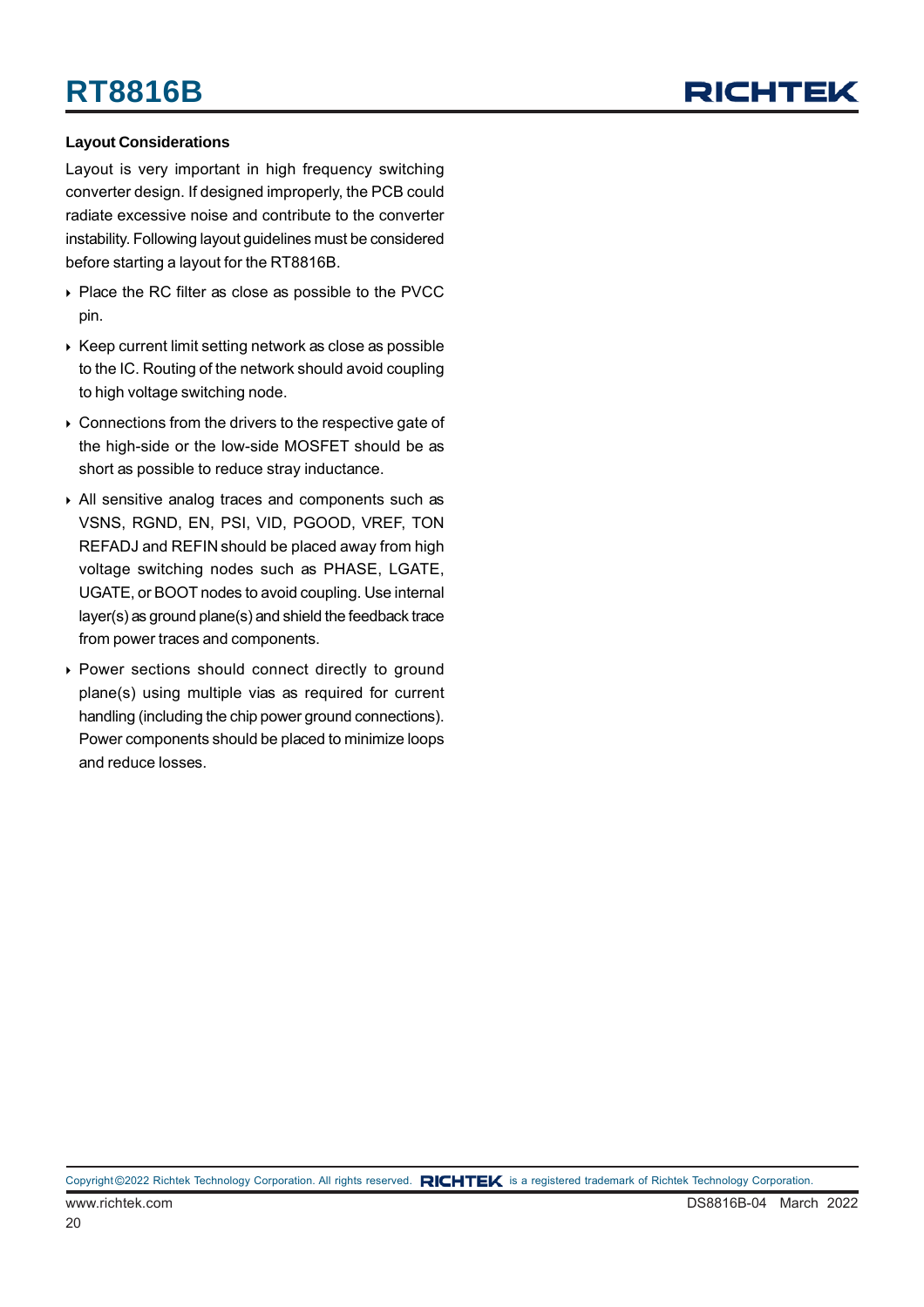### Layout Considerations

Layout is very important in high frequency switching converter design. If designed improperly, the PCB could radiate excessive noise and contribute to the converter instability. Following layout guidelines must be considered before starting a layout for the RT8816B.

- Place the RC filter as close as possible to the PVCC pin.
- Keep current limit setting network as close as possible to the IC. Routing of the network should avoid coupling to high voltage switching node.
- Connections from the drivers to the respective gate of the high-side or the low-side MOSFET should be as short as possible to reduce stray inductance.
- All sensitive analog traces and components such as VSNS, RGND, EN, PSI, VID, PGOOD, VREF, TON REFADJ and REFIN should be placed away from high voltage switching nodes such as PHASE, LGATE, UGATE, or BOOT nodes to avoid coupling. Use internal layer(s) as ground plane(s) and shield the feedback trace from power traces and components.
- Power sections should connect directly to ground plane(s) using multiple vias as required for current handling (including the chip power ground connections). Power components should be placed to minimize loops and reduce losses.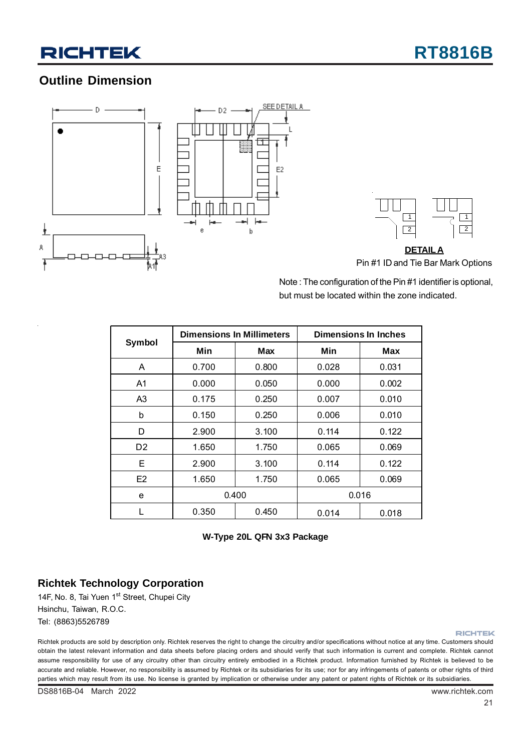## Outline Dimension

D

E

D2

SEE DETAIL A

L

E2

1

e

b

A

A3

A1

1

2

1

2

**DETAIL A**

Pin #1 ID and Tie Bar Mark Options

Note : The configuration of the Pin #1 identifier is optional, but must be located within the zone indicated.

| Symbol | Dimensions In Millimeters | | Dimensions In Inches | |
|---|---|---|---|---|
| | Min | Max | Min | Max |
| A | 0.700 | 0.800 | 0.028 | 0.031 |
| A1 | 0.000 | 0.050 | 0.000 | 0.002 |
| A3 | 0.175 | 0.250 | 0.007 | 0.010 |
| b | 0.150 | 0.250 | 0.006 | 0.010 |
| D | 2.900 | 3.100 | 0.114 | 0.122 |
| D2 | 1.650 | 1.750 | 0.065 | 0.069 |
| E | 2.900 | 3.100 | 0.114 | 0.122 |
| E2 | 1.650 | 1.750 | 0.065 | 0.069 |
| e | 0.400 | | 0.016 | |
| L | 0.350 | 0.450 | 0.014 | 0.018 |

**W-Type 20L QFN 3x3 Package**

### Richtek Technology Corporation

14F, No. 8, Tai Yuen 1st Street, Chupei City
Hsinchu, Taiwan, R.O.C.
Tel: (8863)5526789

Richtek products are sold by description only. Richtek reserves the right to change the circuitry and/or specifications without notice at any time. Customers should obtain the latest relevant information and data sheets before placing orders and should verify that such information is current and complete. Richtek cannot assume responsibility for use of any circuitry other than circuitry entirely embodied in a Richtek product. Information furnished by Richtek is believed to be accurate and reliable. However, no responsibility is assumed by Richtek or its subsidiaries for its use; nor for any infringements of patents or other rights of third parties which may result from its use. No license is granted by implication or otherwise under any patent or patent rights of Richtek or its subsidiaries.